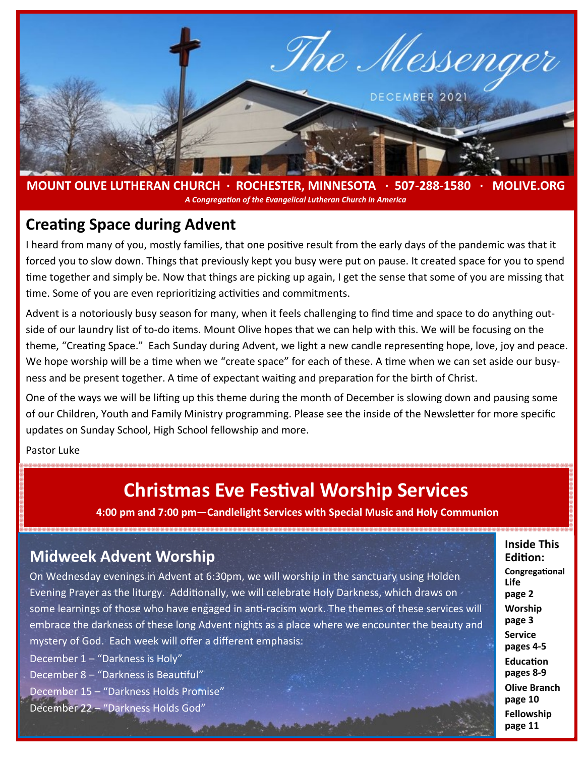# The Messenger

DECEMBER 2021

**MOUNT OLIVE LUTHERAN CHURCH · ROCHESTER, MINNESOTA · 507-288-1580 · MOLIVE.ORG**

***A Congregation of the Evangelical Lutheran Church in America***

## Creating Space during Advent

I heard from many of you, mostly families, that one positive result from the early days of the pandemic was that it forced you to slow down. Things that previously kept you busy were put on pause. It created space for you to spend time together and simply be. Now that things are picking up again, I get the sense that some of you are missing that time. Some of you are even reprioritizing activities and commitments.

Advent is a notoriously busy season for many, when it feels challenging to find time and space to do anything outside of our laundry list of to-do items. Mount Olive hopes that we can help with this. We will be focusing on the theme, "Creating Space." Each Sunday during Advent, we light a new candle representing hope, love, joy and peace. We hope worship will be a time when we "create space" for each of these. A time when we can set aside our busyness and be present together. A time of expectant waiting and preparation for the birth of Christ.

One of the ways we will be lifting up this theme during the month of December is slowing down and pausing some of our Children, Youth and Family Ministry programming. Please see the inside of the Newsletter for more specific updates on Sunday School, High School fellowship and more.

Pastor Luke

## Christmas Eve Festival Worship Services

**4:00 pm and 7:00 pm—Candlelight Services with Special Music and Holy Communion**

## Midweek Advent Worship

On Wednesday evenings in Advent at 6:30pm, we will worship in the sanctuary using Holden Evening Prayer as the liturgy. Additionally, we will celebrate Holy Darkness, which draws on some learnings of those who have engaged in anti-racism work. The themes of these services will embrace the darkness of these long Advent nights as a place where we encounter the beauty and mystery of God. Each week will offer a different emphasis:

December 1 – "Darkness is Holy"
December 8 – "Darkness is Beautiful"
December 15 – "Darkness Holds Promise"
December 22 – "Darkness Holds God"

**Inside This Edition:**

**Congregational Life** page 2
**Worship** page 3
**Service** pages 4-5
**Education** pages 8-9
**Olive Branch** page 10
**Fellowship** page 11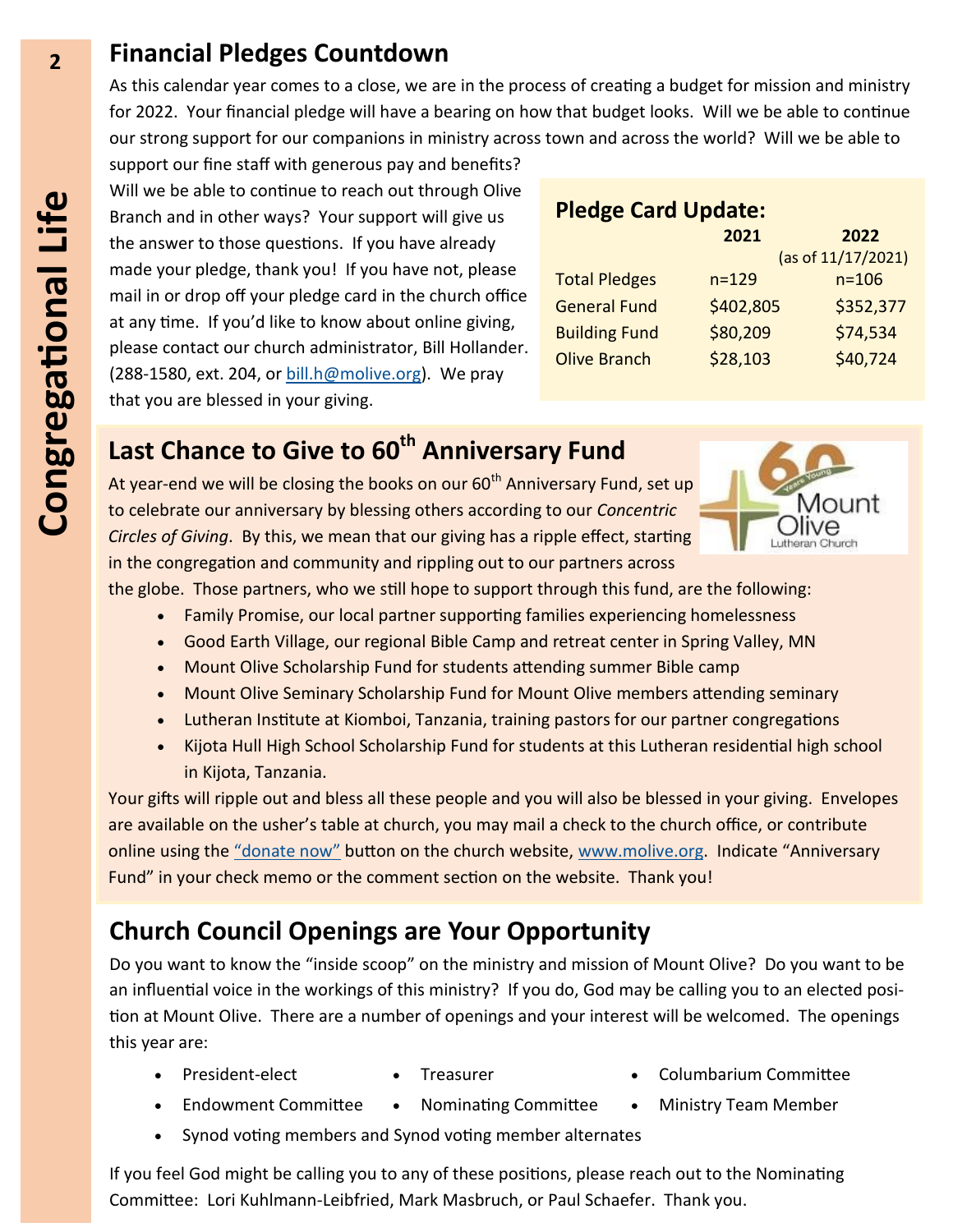## Financial Pledges Countdown

As this calendar year comes to a close, we are in the process of creating a budget for mission and ministry for 2022. Your financial pledge will have a bearing on how that budget looks. Will we be able to continue our strong support for our companions in ministry across town and across the world? Will we be able to support our fine staff with generous pay and benefits? Will we be able to continue to reach out through Olive Branch and in other ways? Your support will give us the answer to those questions. If you have already made your pledge, thank you! If you have not, please mail in or drop off your pledge card in the church office at any time. If you'd like to know about online giving, please contact our church administrator, Bill Hollander. (288-1580, ext. 204, or bill.h@molive.org). We pray that you are blessed in your giving.

### Pledge Card Update:

| | 2021 | 2022 (as of 11/17/2021) |
|---|---|---|
| Total Pledges | n=129 | n=106 |
| General Fund | $402,805 | $352,377 |
| Building Fund | $80,209 | $74,534 |
| Olive Branch | $28,103 | $40,724 |

## Last Chance to Give to 60th Anniversary Fund

At year-end we will be closing the books on our 60th Anniversary Fund, set up to celebrate our anniversary by blessing others according to our *Concentric Circles of Giving*. By this, we mean that our giving has a ripple effect, starting in the congregation and community and rippling out to our partners across the globe. Those partners, who we still hope to support through this fund, are the following:

- Family Promise, our local partner supporting families experiencing homelessness
- Good Earth Village, our regional Bible Camp and retreat center in Spring Valley, MN
- Mount Olive Scholarship Fund for students attending summer Bible camp
- Mount Olive Seminary Scholarship Fund for Mount Olive members attending seminary
- Lutheran Institute at Kiomboi, Tanzania, training pastors for our partner congregations
- Kijota Hull High School Scholarship Fund for students at this Lutheran residential high school in Kijota, Tanzania.

Your gifts will ripple out and bless all these people and you will also be blessed in your giving. Envelopes are available on the usher's table at church, you may mail a check to the church office, or contribute online using the "donate now" button on the church website, www.molive.org. Indicate "Anniversary Fund" in your check memo or the comment section on the website. Thank you!

## Church Council Openings are Your Opportunity

Do you want to know the "inside scoop" on the ministry and mission of Mount Olive? Do you want to be an influential voice in the workings of this ministry? If you do, God may be calling you to an elected position at Mount Olive. There are a number of openings and your interest will be welcomed. The openings this year are:

- President-elect
- Treasurer
- Columbarium Committee
- Endowment Committee
- Nominating Committee
- Ministry Team Member
- Synod voting members and Synod voting member alternates

If you feel God might be calling you to any of these positions, please reach out to the Nominating Committee: Lori Kuhlmann-Leibfried, Mark Masbruch, or Paul Schaefer. Thank you.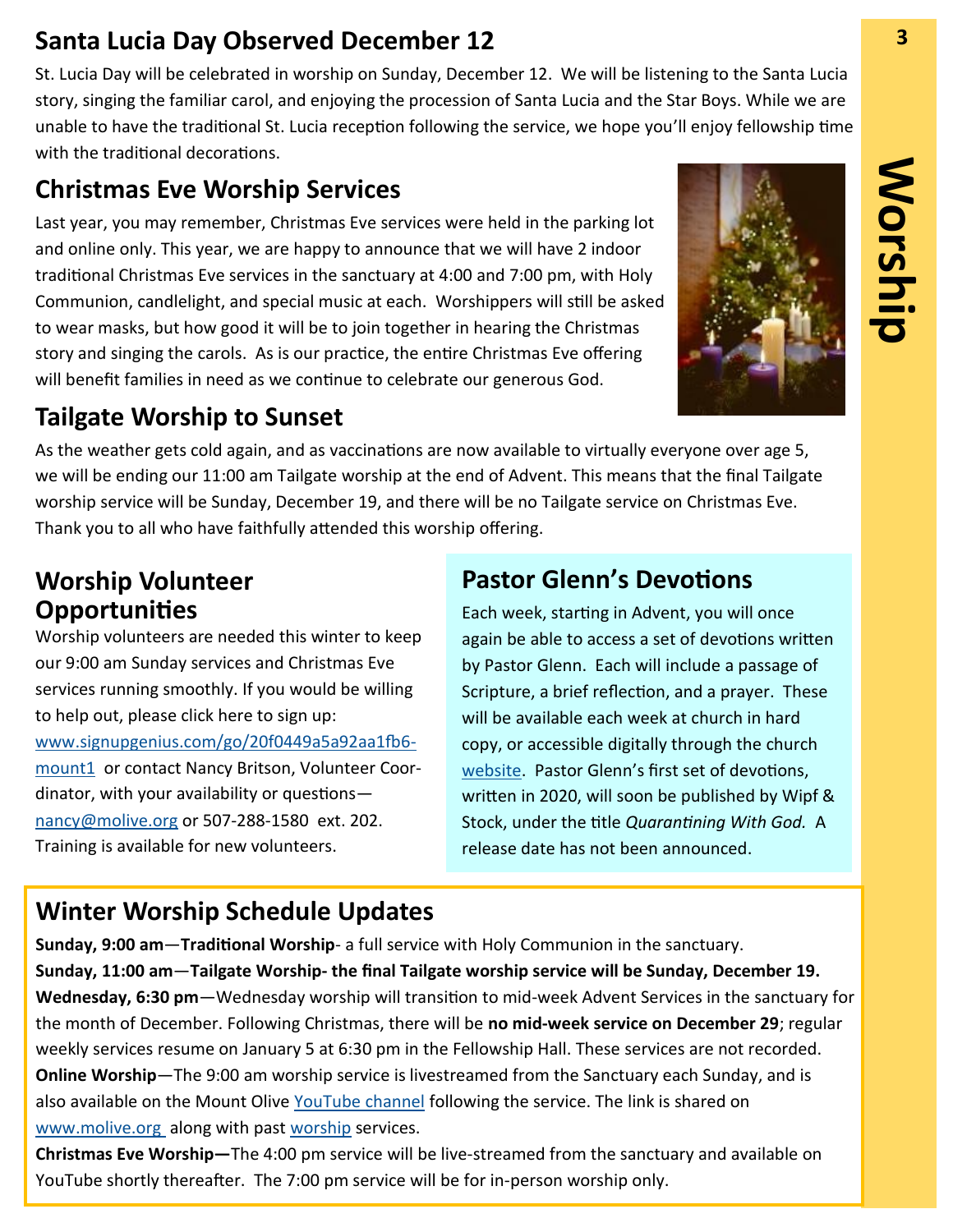# Worship

## Santa Lucia Day Observed December 12

St. Lucia Day will be celebrated in worship on Sunday, December 12. We will be listening to the Santa Lucia story, singing the familiar carol, and enjoying the procession of Santa Lucia and the Star Boys. While we are unable to have the traditional St. Lucia reception following the service, we hope you'll enjoy fellowship time with the traditional decorations.

## Christmas Eve Worship Services

Last year, you may remember, Christmas Eve services were held in the parking lot and online only. This year, we are happy to announce that we will have 2 indoor traditional Christmas Eve services in the sanctuary at 4:00 and 7:00 pm, with Holy Communion, candlelight, and special music at each. Worshippers will still be asked to wear masks, but how good it will be to join together in hearing the Christmas story and singing the carols. As is our practice, the entire Christmas Eve offering will benefit families in need as we continue to celebrate our generous God.

## Tailgate Worship to Sunset

As the weather gets cold again, and as vaccinations are now available to virtually everyone over age 5, we will be ending our 11:00 am Tailgate worship at the end of Advent. This means that the final Tailgate worship service will be Sunday, December 19, and there will be no Tailgate service on Christmas Eve. Thank you to all who have faithfully attended this worship offering.

## Worship Volunteer Opportunities

Worship volunteers are needed this winter to keep our 9:00 am Sunday services and Christmas Eve services running smoothly. If you would be willing to help out, please click here to sign up: www.signupgenius.com/go/20f0449a5a92aa1fb6-mount1 or contact Nancy Britson, Volunteer Coordinator, with your availability or questions—nancy@molive.org or 507-288-1580 ext. 202. Training is available for new volunteers.

## Pastor Glenn's Devotions

Each week, starting in Advent, you will once again be able to access a set of devotions written by Pastor Glenn. Each will include a passage of Scripture, a brief reflection, and a prayer. These will be available each week at church in hard copy, or accessible digitally through the church website. Pastor Glenn's first set of devotions, written in 2020, will soon be published by Wipf & Stock, under the title *Quarantining With God.* A release date has not been announced.

## Winter Worship Schedule Updates

**Sunday, 9:00 am**—**Traditional Worship**- a full service with Holy Communion in the sanctuary.

**Sunday, 11:00 am**—**Tailgate Worship- the final Tailgate worship service will be Sunday, December 19.**

**Wednesday, 6:30 pm**—Wednesday worship will transition to mid-week Advent Services in the sanctuary for the month of December. Following Christmas, there will be **no mid-week service on December 29**; regular weekly services resume on January 5 at 6:30 pm in the Fellowship Hall. These services are not recorded.

**Online Worship**—The 9:00 am worship service is livestreamed from the Sanctuary each Sunday, and is also available on the Mount Olive YouTube channel following the service. The link is shared on www.molive.org along with past worship services.

**Christmas Eve Worship—**The 4:00 pm service will be live-streamed from the sanctuary and available on YouTube shortly thereafter. The 7:00 pm service will be for in-person worship only.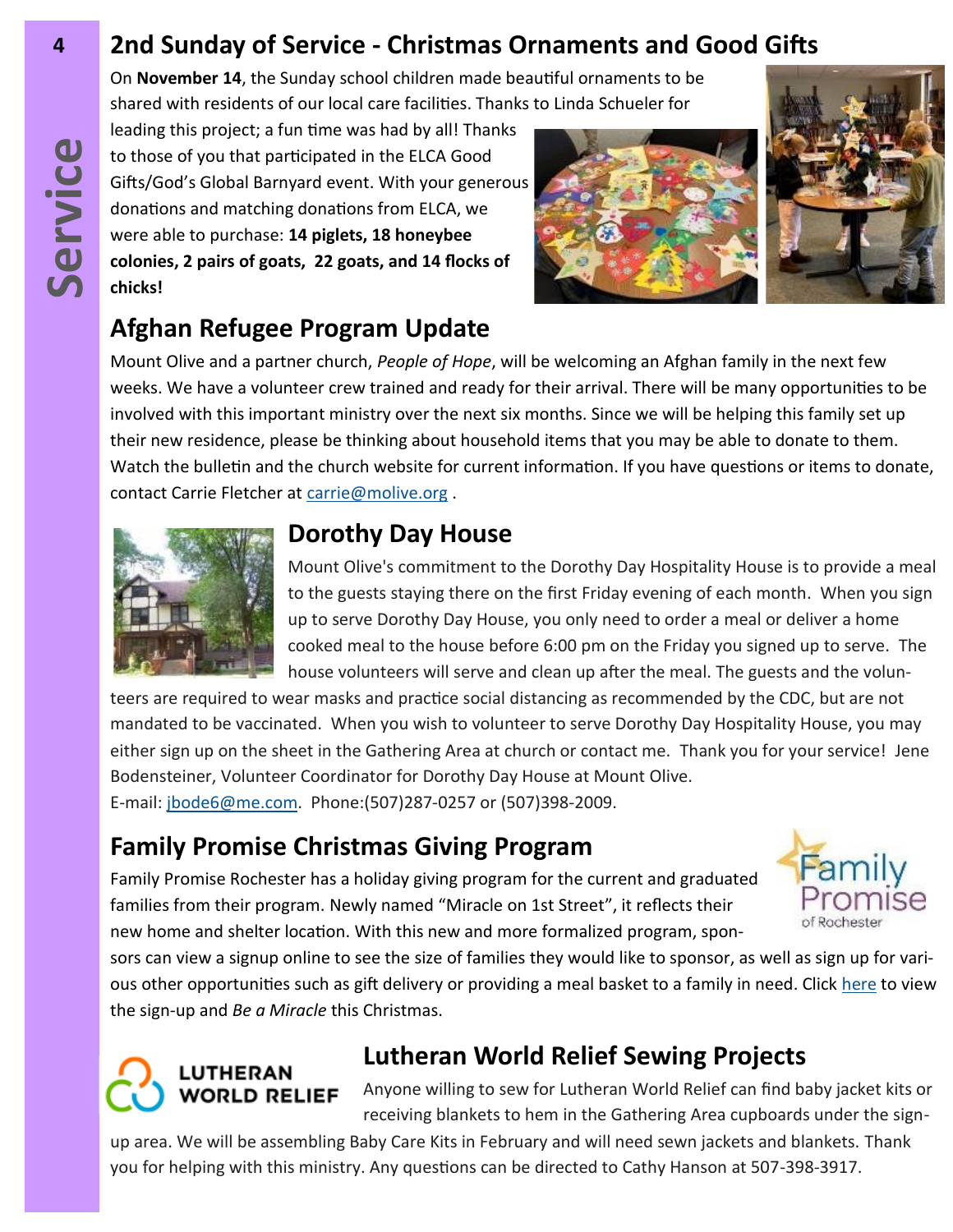## 2nd Sunday of Service - Christmas Ornaments and Good Gifts

On **November 14**, the Sunday school children made beautiful ornaments to be shared with residents of our local care facilities. Thanks to Linda Schueler for leading this project; a fun time was had by all! Thanks to those of you that participated in the ELCA Good Gifts/God's Global Barnyard event. With your generous donations and matching donations from ELCA, we were able to purchase: **14 piglets, 18 honeybee colonies, 2 pairs of goats, 22 goats, and 14 flocks of chicks!**

## Afghan Refugee Program Update

Mount Olive and a partner church, *People of Hope*, will be welcoming an Afghan family in the next few weeks. We have a volunteer crew trained and ready for their arrival. There will be many opportunities to be involved with this important ministry over the next six months. Since we will be helping this family set up their new residence, please be thinking about household items that you may be able to donate to them. Watch the bulletin and the church website for current information. If you have questions or items to donate, contact Carrie Fletcher at carrie@molive.org .

## Dorothy Day House

Mount Olive's commitment to the Dorothy Day Hospitality House is to provide a meal to the guests staying there on the first Friday evening of each month. When you sign up to serve Dorothy Day House, you only need to order a meal or deliver a home cooked meal to the house before 6:00 pm on the Friday you signed up to serve. The house volunteers will serve and clean up after the meal. The guests and the volunteers are required to wear masks and practice social distancing as recommended by the CDC, but are not mandated to be vaccinated. When you wish to volunteer to serve Dorothy Day Hospitality House, you may either sign up on the sheet in the Gathering Area at church or contact me. Thank you for your service! Jene Bodensteiner, Volunteer Coordinator for Dorothy Day House at Mount Olive.
E-mail: jbode6@me.com. Phone:(507)287-0257 or (507)398-2009.

## Family Promise Christmas Giving Program

Family Promise Rochester has a holiday giving program for the current and graduated families from their program. Newly named "Miracle on 1st Street", it reflects their new home and shelter location. With this new and more formalized program, sponsors can view a signup online to see the size of families they would like to sponsor, as well as sign up for various other opportunities such as gift delivery or providing a meal basket to a family in need. Click here to view the sign-up and *Be a Miracle* this Christmas.

## Lutheran World Relief Sewing Projects

Anyone willing to sew for Lutheran World Relief can find baby jacket kits or receiving blankets to hem in the Gathering Area cupboards under the sign-up area. We will be assembling Baby Care Kits in February and will need sewn jackets and blankets. Thank you for helping with this ministry. Any questions can be directed to Cathy Hanson at 507-398-3917.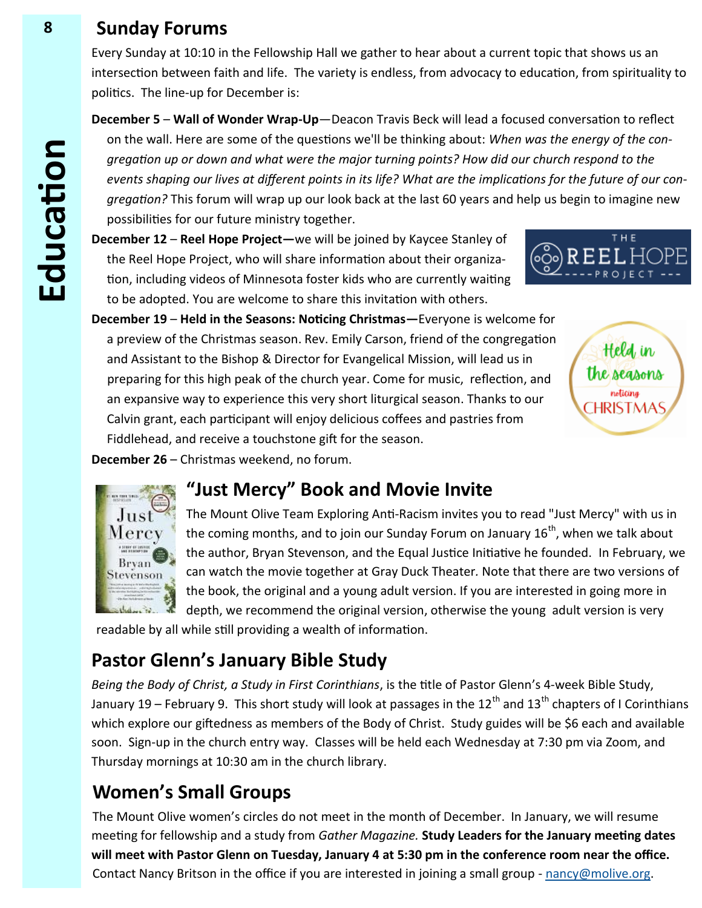## Sunday Forums

Every Sunday at 10:10 in the Fellowship Hall we gather to hear about a current topic that shows us an intersection between faith and life. The variety is endless, from advocacy to education, from spirituality to politics. The line-up for December is:

**December 5** – **Wall of Wonder Wrap-Up**—Deacon Travis Beck will lead a focused conversation to reflect on the wall. Here are some of the questions we'll be thinking about: *When was the energy of the congregation up or down and what were the major turning points? How did our church respond to the events shaping our lives at different points in its life? What are the implications for the future of our congregation?* This forum will wrap up our look back at the last 60 years and help us begin to imagine new possibilities for our future ministry together.

**December 12** – **Reel Hope Project—**we will be joined by Kaycee Stanley of the Reel Hope Project, who will share information about their organization, including videos of Minnesota foster kids who are currently waiting to be adopted. You are welcome to share this invitation with others.

**December 19** – **Held in the Seasons: Noticing Christmas—**Everyone is welcome for a preview of the Christmas season. Rev. Emily Carson, friend of the congregation and Assistant to the Bishop & Director for Evangelical Mission, will lead us in preparing for this high peak of the church year. Come for music, reflection, and an expansive way to experience this very short liturgical season. Thanks to our Calvin grant, each participant will enjoy delicious coffees and pastries from Fiddlehead, and receive a touchstone gift for the season.

**December 26** – Christmas weekend, no forum.

## "Just Mercy" Book and Movie Invite

The Mount Olive Team Exploring Anti-Racism invites you to read "Just Mercy" with us in the coming months, and to join our Sunday Forum on January 16th, when we talk about the author, Bryan Stevenson, and the Equal Justice Initiative he founded. In February, we can watch the movie together at Gray Duck Theater. Note that there are two versions of the book, the original and a young adult version. If you are interested in going more in depth, we recommend the original version, otherwise the young adult version is very readable by all while still providing a wealth of information.

## Pastor Glenn's January Bible Study

*Being the Body of Christ, a Study in First Corinthians*, is the title of Pastor Glenn's 4-week Bible Study, January 19 – February 9. This short study will look at passages in the 12th and 13th chapters of I Corinthians which explore our giftedness as members of the Body of Christ. Study guides will be $6 each and available soon. Sign-up in the church entry way. Classes will be held each Wednesday at 7:30 pm via Zoom, and Thursday mornings at 10:30 am in the church library.

## Women's Small Groups

The Mount Olive women's circles do not meet in the month of December. In January, we will resume meeting for fellowship and a study from *Gather Magazine.* **Study Leaders for the January meeting dates will meet with Pastor Glenn on Tuesday, January 4 at 5:30 pm in the conference room near the office.** Contact Nancy Britson in the office if you are interested in joining a small group - nancy@molive.org.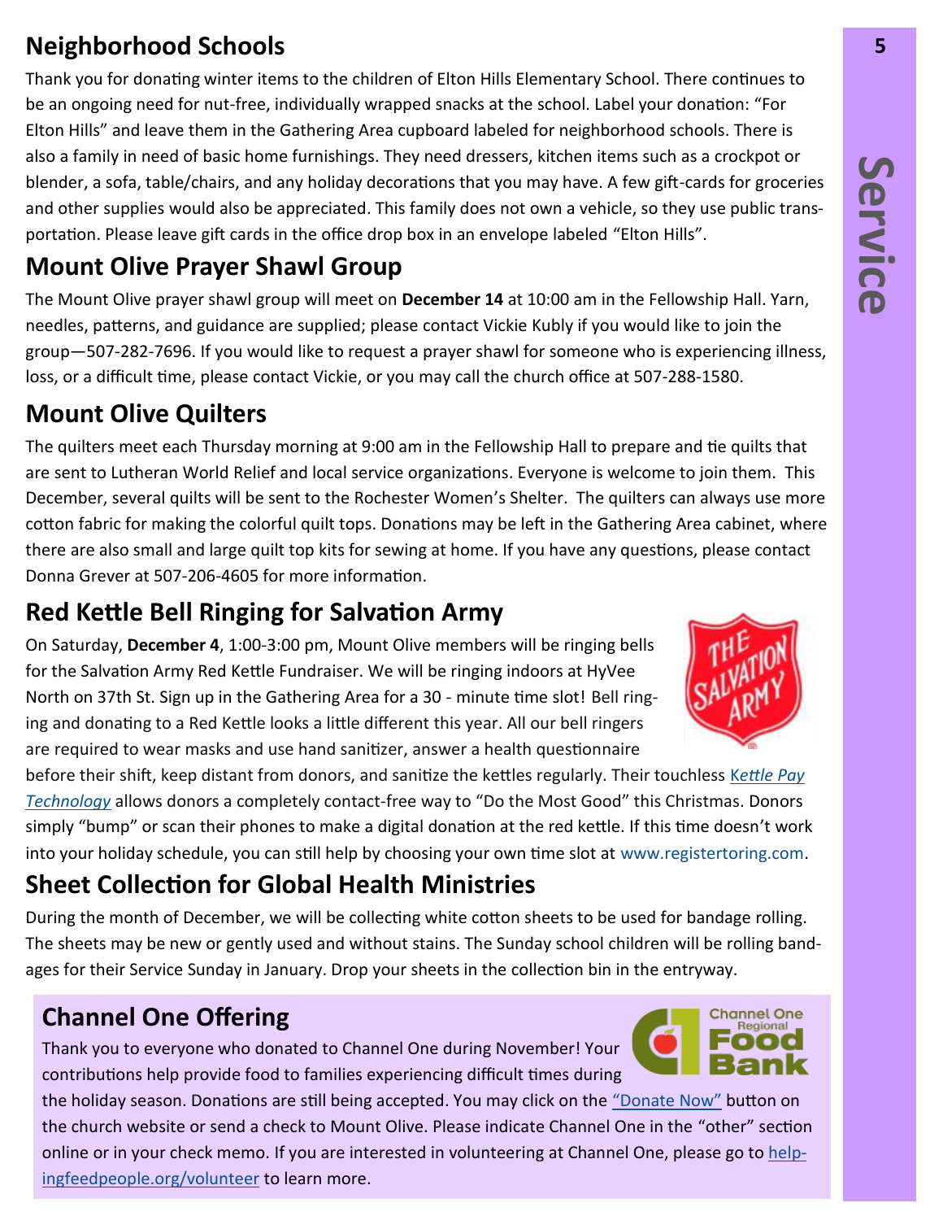## Neighborhood Schools

Thank you for donating winter items to the children of Elton Hills Elementary School. There continues to be an ongoing need for nut-free, individually wrapped snacks at the school. Label your donation: "For Elton Hills" and leave them in the Gathering Area cupboard labeled for neighborhood schools. There is also a family in need of basic home furnishings. They need dressers, kitchen items such as a crockpot or blender, a sofa, table/chairs, and any holiday decorations that you may have. A few gift-cards for groceries and other supplies would also be appreciated. This family does not own a vehicle, so they use public transportation. Please leave gift cards in the office drop box in an envelope labeled "Elton Hills".

## Mount Olive Prayer Shawl Group

The Mount Olive prayer shawl group will meet on **December 14** at 10:00 am in the Fellowship Hall. Yarn, needles, patterns, and guidance are supplied; please contact Vickie Kubly if you would like to join the group—507-282-7696. If you would like to request a prayer shawl for someone who is experiencing illness, loss, or a difficult time, please contact Vickie, or you may call the church office at 507-288-1580.

## Mount Olive Quilters

The quilters meet each Thursday morning at 9:00 am in the Fellowship Hall to prepare and tie quilts that are sent to Lutheran World Relief and local service organizations. Everyone is welcome to join them. This December, several quilts will be sent to the Rochester Women's Shelter. The quilters can always use more cotton fabric for making the colorful quilt tops. Donations may be left in the Gathering Area cabinet, where there are also small and large quilt top kits for sewing at home. If you have any questions, please contact Donna Grever at 507-206-4605 for more information.

## Red Kettle Bell Ringing for Salvation Army

On Saturday, **December 4**, 1:00-3:00 pm, Mount Olive members will be ringing bells for the Salvation Army Red Kettle Fundraiser. We will be ringing indoors at HyVee North on 37th St. Sign up in the Gathering Area for a 30 - minute time slot! Bell ringing and donating to a Red Kettle looks a little different this year. All our bell ringers are required to wear masks and use hand sanitizer, answer a health questionnaire before their shift, keep distant from donors, and sanitize the kettles regularly. Their touchless *Kettle Pay Technology* allows donors a completely contact-free way to "Do the Most Good" this Christmas. Donors simply "bump" or scan their phones to make a digital donation at the red kettle. If this time doesn't work into your holiday schedule, you can still help by choosing your own time slot at www.registertoring.com.

## Sheet Collection for Global Health Ministries

During the month of December, we will be collecting white cotton sheets to be used for bandage rolling. The sheets may be new or gently used and without stains. The Sunday school children will be rolling bandages for their Service Sunday in January. Drop your sheets in the collection bin in the entryway.

## Channel One Offering

Thank you to everyone who donated to Channel One during November! Your contributions help provide food to families experiencing difficult times during the holiday season. Donations are still being accepted. You may click on the "Donate Now" button on the church website or send a check to Mount Olive. Please indicate Channel One in the "other" section online or in your check memo. If you are interested in volunteering at Channel One, please go to helpingfeedpeople.org/volunteer to learn more.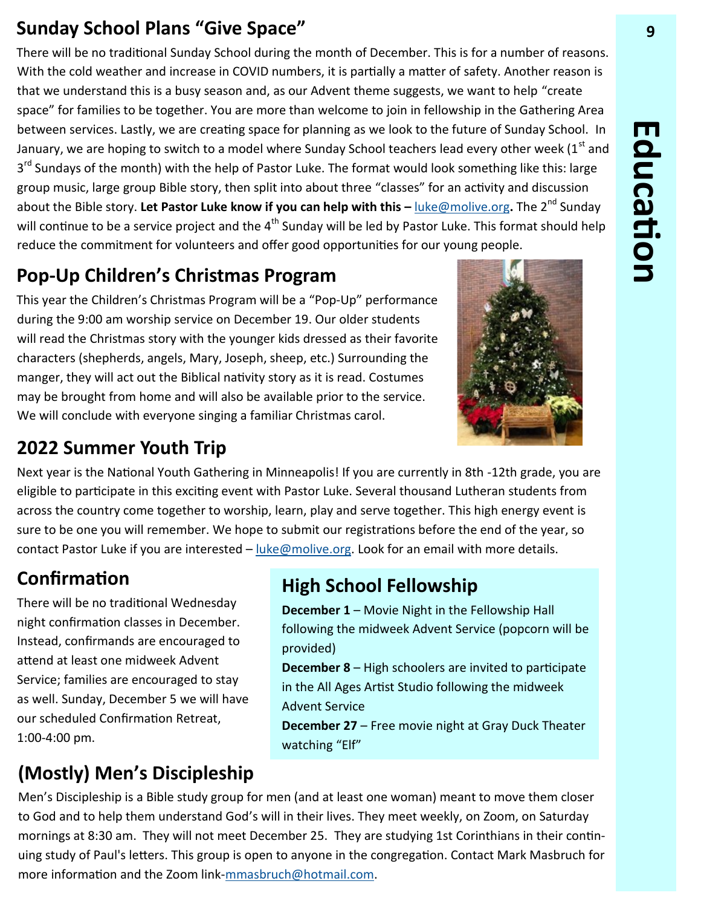## Sunday School Plans "Give Space"

There will be no traditional Sunday School during the month of December. This is for a number of reasons. With the cold weather and increase in COVID numbers, it is partially a matter of safety. Another reason is that we understand this is a busy season and, as our Advent theme suggests, we want to help "create space" for families to be together. You are more than welcome to join in fellowship in the Gathering Area between services. Lastly, we are creating space for planning as we look to the future of Sunday School. In January, we are hoping to switch to a model where Sunday School teachers lead every other week (1st and 3rd Sundays of the month) with the help of Pastor Luke. The format would look something like this: large group music, large group Bible story, then split into about three "classes" for an activity and discussion about the Bible story. **Let Pastor Luke know if you can help with this –** luke@molive.org**.** The 2nd Sunday will continue to be a service project and the 4th Sunday will be led by Pastor Luke. This format should help reduce the commitment for volunteers and offer good opportunities for our young people.

## Pop-Up Children's Christmas Program

This year the Children's Christmas Program will be a "Pop-Up" performance during the 9:00 am worship service on December 19. Our older students will read the Christmas story with the younger kids dressed as their favorite characters (shepherds, angels, Mary, Joseph, sheep, etc.) Surrounding the manger, they will act out the Biblical nativity story as it is read. Costumes may be brought from home and will also be available prior to the service. We will conclude with everyone singing a familiar Christmas carol.

## 2022 Summer Youth Trip

Next year is the National Youth Gathering in Minneapolis! If you are currently in 8th -12th grade, you are eligible to participate in this exciting event with Pastor Luke. Several thousand Lutheran students from across the country come together to worship, learn, play and serve together. This high energy event is sure to be one you will remember. We hope to submit our registrations before the end of the year, so contact Pastor Luke if you are interested – luke@molive.org. Look for an email with more details.

## Confirmation

There will be no traditional Wednesday night confirmation classes in December. Instead, confirmands are encouraged to attend at least one midweek Advent Service; families are encouraged to stay as well. Sunday, December 5 we will have our scheduled Confirmation Retreat, 1:00-4:00 pm.

## High School Fellowship

**December 1** – Movie Night in the Fellowship Hall following the midweek Advent Service (popcorn will be provided)

**December 8** – High schoolers are invited to participate in the All Ages Artist Studio following the midweek Advent Service

**December 27** – Free movie night at Gray Duck Theater watching "Elf"

## (Mostly) Men's Discipleship

Men's Discipleship is a Bible study group for men (and at least one woman) meant to move them closer to God and to help them understand God's will in their lives. They meet weekly, on Zoom, on Saturday mornings at 8:30 am. They will not meet December 25. They are studying 1st Corinthians in their continuing study of Paul's letters. This group is open to anyone in the congregation. Contact Mark Masbruch for more information and the Zoom link-mmasbruch@hotmail.com.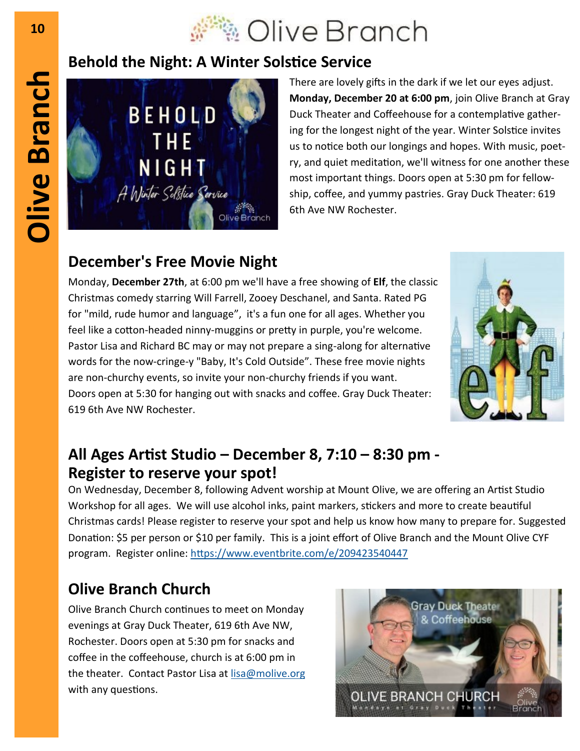# Olive Branch

## Behold the Night: A Winter Solstice Service

There are lovely gifts in the dark if we let our eyes adjust. **Monday, December 20 at 6:00 pm**, join Olive Branch at Gray Duck Theater and Coffeehouse for a contemplative gathering for the longest night of the year. Winter Solstice invites us to notice both our longings and hopes. With music, poetry, and quiet meditation, we'll witness for one another these most important things. Doors open at 5:30 pm for fellowship, coffee, and yummy pastries. Gray Duck Theater: 619 6th Ave NW Rochester.

## December's Free Movie Night

Monday, **December 27th**, at 6:00 pm we'll have a free showing of **Elf**, the classic Christmas comedy starring Will Farrell, Zooey Deschanel, and Santa. Rated PG for "mild, rude humor and language", it's a fun one for all ages. Whether you feel like a cotton-headed ninny-muggins or pretty in purple, you're welcome. Pastor Lisa and Richard BC may or may not prepare a sing-along for alternative words for the now-cringe-y "Baby, It's Cold Outside". These free movie nights are non-churchy events, so invite your non-churchy friends if you want. Doors open at 5:30 for hanging out with snacks and coffee. Gray Duck Theater: 619 6th Ave NW Rochester.

## All Ages Artist Studio – December 8, 7:10 – 8:30 pm - Register to reserve your spot!

On Wednesday, December 8, following Advent worship at Mount Olive, we are offering an Artist Studio Workshop for all ages. We will use alcohol inks, paint markers, stickers and more to create beautiful Christmas cards! Please register to reserve your spot and help us know how many to prepare for. Suggested Donation: $5 per person or $10 per family. This is a joint effort of Olive Branch and the Mount Olive CYF program. Register online: https://www.eventbrite.com/e/209423540447

## Olive Branch Church

Olive Branch Church continues to meet on Monday evenings at Gray Duck Theater, 619 6th Ave NW, Rochester. Doors open at 5:30 pm for snacks and coffee in the coffeehouse, church is at 6:00 pm in the theater. Contact Pastor Lisa at lisa@molive.org with any questions.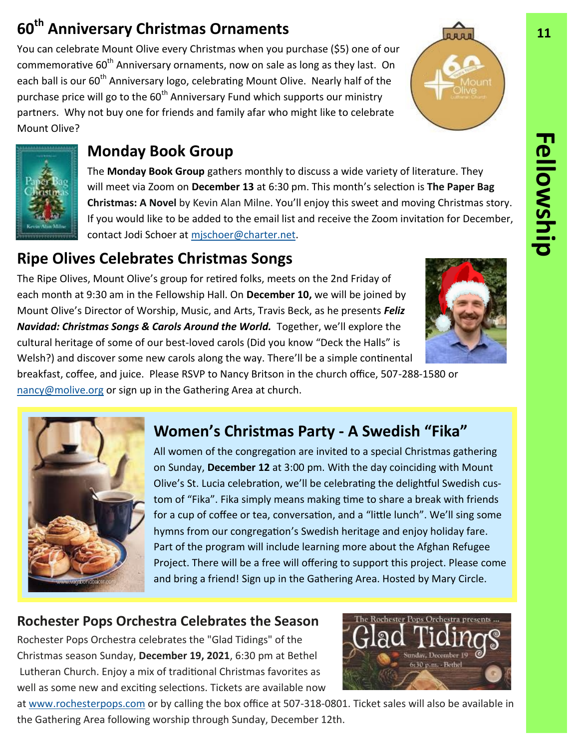## 60th Anniversary Christmas Ornaments

You can celebrate Mount Olive every Christmas when you purchase ($5) one of our commemorative 60th Anniversary ornaments, now on sale as long as they last. On each ball is our 60th Anniversary logo, celebrating Mount Olive. Nearly half of the purchase price will go to the 60th Anniversary Fund which supports our ministry partners. Why not buy one for friends and family afar who might like to celebrate Mount Olive?

## Monday Book Group

The **Monday Book Group** gathers monthly to discuss a wide variety of literature. They will meet via Zoom on **December 13** at 6:30 pm. This month's selection is **The Paper Bag Christmas: A Novel** by Kevin Alan Milne. You'll enjoy this sweet and moving Christmas story. If you would like to be added to the email list and receive the Zoom invitation for December, contact Jodi Schoer at mjschoer@charter.net.

## Ripe Olives Celebrates Christmas Songs

The Ripe Olives, Mount Olive's group for retired folks, meets on the 2nd Friday of each month at 9:30 am in the Fellowship Hall. On **December 10,** we will be joined by Mount Olive's Director of Worship, Music, and Arts, Travis Beck, as he presents ***Feliz Navidad: Christmas Songs & Carols Around the World.*** Together, we'll explore the cultural heritage of some of our best-loved carols (Did you know "Deck the Halls" is Welsh?) and discover some new carols along the way. There'll be a simple continental breakfast, coffee, and juice. Please RSVP to Nancy Britson in the church office, 507-288-1580 or nancy@molive.org or sign up in the Gathering Area at church.

## Women's Christmas Party - A Swedish "Fika"

All women of the congregation are invited to a special Christmas gathering on Sunday, **December 12** at 3:00 pm. With the day coinciding with Mount Olive's St. Lucia celebration, we'll be celebrating the delightful Swedish custom of "Fika". Fika simply means making time to share a break with friends for a cup of coffee or tea, conversation, and a "little lunch". We'll sing some hymns from our congregation's Swedish heritage and enjoy holiday fare. Part of the program will include learning more about the Afghan Refugee Project. There will be a free will offering to support this project. Please come and bring a friend! Sign up in the Gathering Area. Hosted by Mary Circle.

## Rochester Pops Orchestra Celebrates the Season

Rochester Pops Orchestra celebrates the "Glad Tidings" of the Christmas season Sunday, **December 19, 2021**, 6:30 pm at Bethel Lutheran Church. Enjoy a mix of traditional Christmas favorites as well as some new and exciting selections. Tickets are available now at www.rochesterpops.com or by calling the box office at 507-318-0801. Ticket sales will also be available in the Gathering Area following worship through Sunday, December 12th.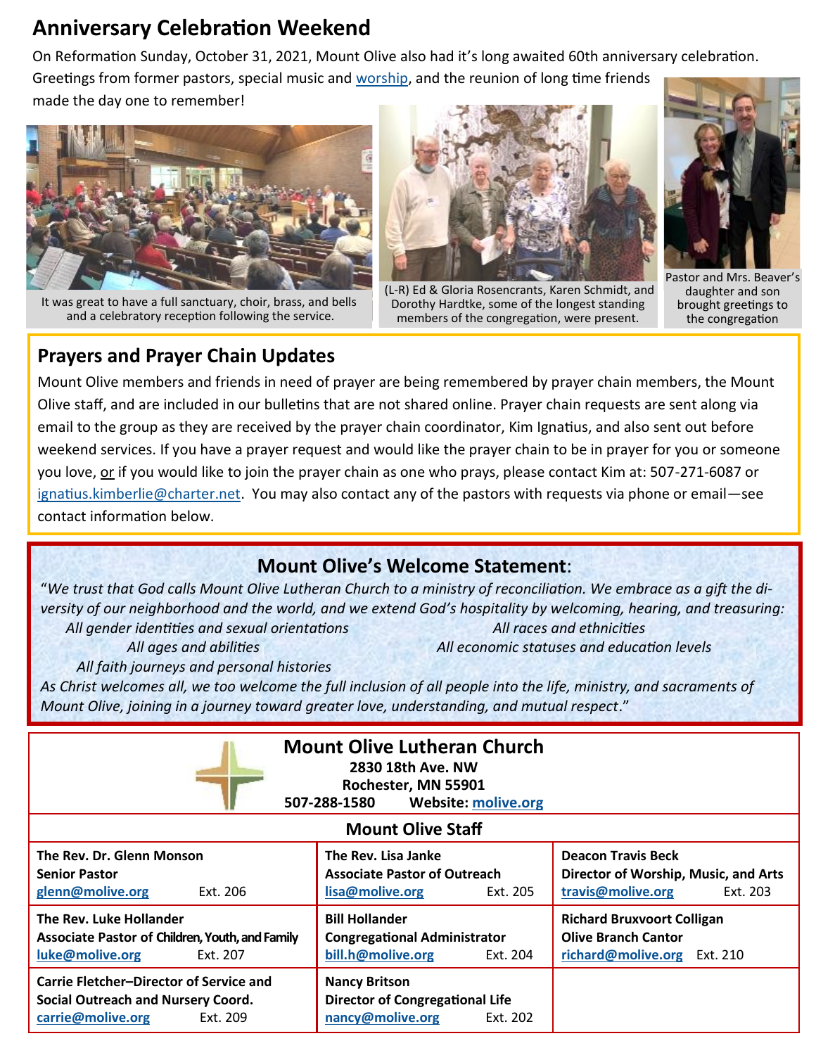## Anniversary Celebration Weekend

On Reformation Sunday, October 31, 2021, Mount Olive also had it's long awaited 60th anniversary celebration. Greetings from former pastors, special music and worship, and the reunion of long time friends made the day one to remember!

It was great to have a full sanctuary, choir, brass, and bells and a celebratory reception following the service.

(L-R) Ed & Gloria Rosencrants, Karen Schmidt, and Dorothy Hardtke, some of the longest standing members of the congregation, were present.

Pastor and Mrs. Beaver's daughter and son brought greetings to the congregation

## Prayers and Prayer Chain Updates

Mount Olive members and friends in need of prayer are being remembered by prayer chain members, the Mount Olive staff, and are included in our bulletins that are not shared online. Prayer chain requests are sent along via email to the group as they are received by the prayer chain coordinator, Kim Ignatius, and also sent out before weekend services. If you have a prayer request and would like the prayer chain to be in prayer for you or someone you love, or if you would like to join the prayer chain as one who prays, please contact Kim at: 507-271-6087 or ignatius.kimberlie@charter.net. You may also contact any of the pastors with requests via phone or email—see contact information below.

## Mount Olive's Welcome Statement:

"*We trust that God calls Mount Olive Lutheran Church to a ministry of reconciliation. We embrace as a gift the diversity of our neighborhood and the world, and we extend God's hospitality by welcoming, hearing, and treasuring:*

- *All gender identities and sexual orientations*
- *All races and ethnicities*
- *All ages and abilities*
- *All economic statuses and education levels*
- *All faith journeys and personal histories*

*As Christ welcomes all, we too welcome the full inclusion of all people into the life, ministry, and sacraments of Mount Olive, joining in a journey toward greater love, understanding, and mutual respect*."

## Mount Olive Lutheran Church

**2830 18th Ave. NW**
**Rochester, MN 55901**
**507-288-1580 Website: molive.org**

### Mount Olive Staff

| | | |
|---|---|---|
| **The Rev. Dr. Glenn Monson**<br>**Senior Pastor**<br>**glenn@molive.org** Ext. 206 | **The Rev. Lisa Janke**<br>**Associate Pastor of Outreach**<br>**lisa@molive.org** Ext. 205 | **Deacon Travis Beck**<br>**Director of Worship, Music, and Arts**<br>**travis@molive.org** Ext. 203 |
| **The Rev. Luke Hollander**<br>**Associate Pastor of Children, Youth, and Family**<br>**luke@molive.org** Ext. 207 | **Bill Hollander**<br>**Congregational Administrator**<br>**bill.h@molive.org** Ext. 204 | **Richard Bruxvoort Colligan**<br>**Olive Branch Cantor**<br>**richard@molive.org** Ext. 210 |
| **Carrie Fletcher–Director of Service and Social Outreach and Nursery Coord.**<br>**carrie@molive.org** Ext. 209 | **Nancy Britson**<br>**Director of Congregational Life**<br>**nancy@molive.org** Ext. 202 | |